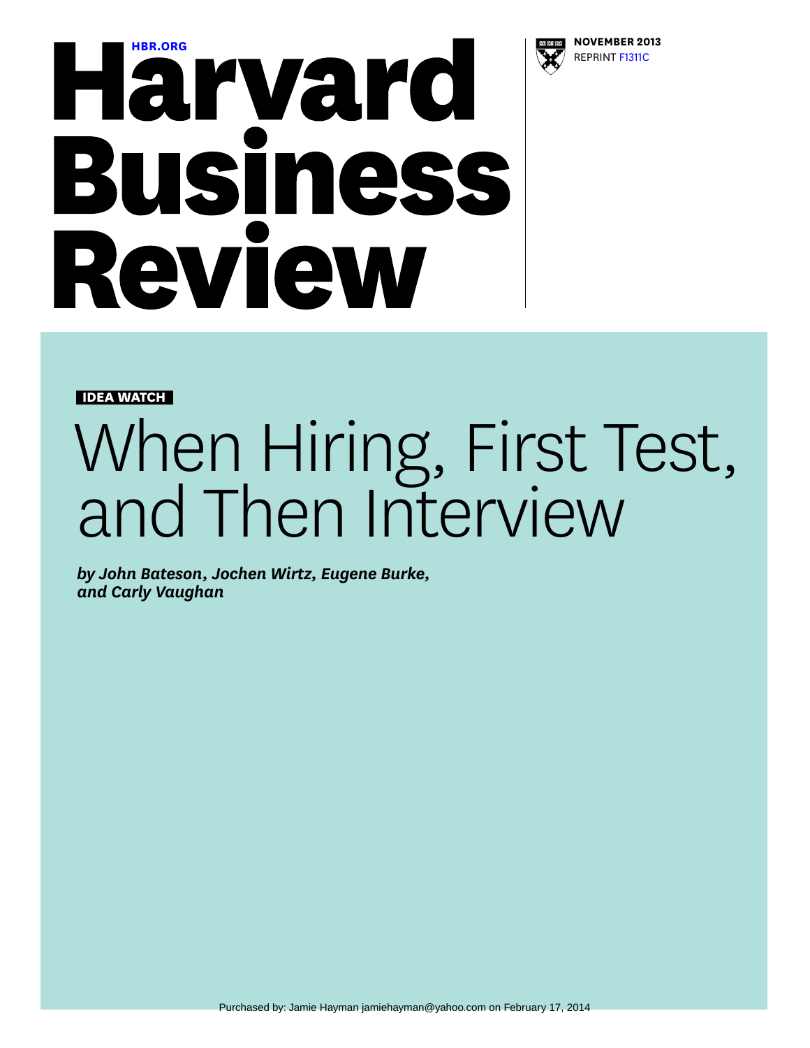HBR.ORG

# Harvard Business Review

**NOVEMBER 2013**
REPRINT F1311C

**IDEA WATCH**

# When Hiring, First Test, and Then Interview

***by John Bateson, Jochen Wirtz, Eugene Burke, and Carly Vaughan***

Purchased by: Jamie Hayman jamiehayman@yahoo.com on February 17, 2014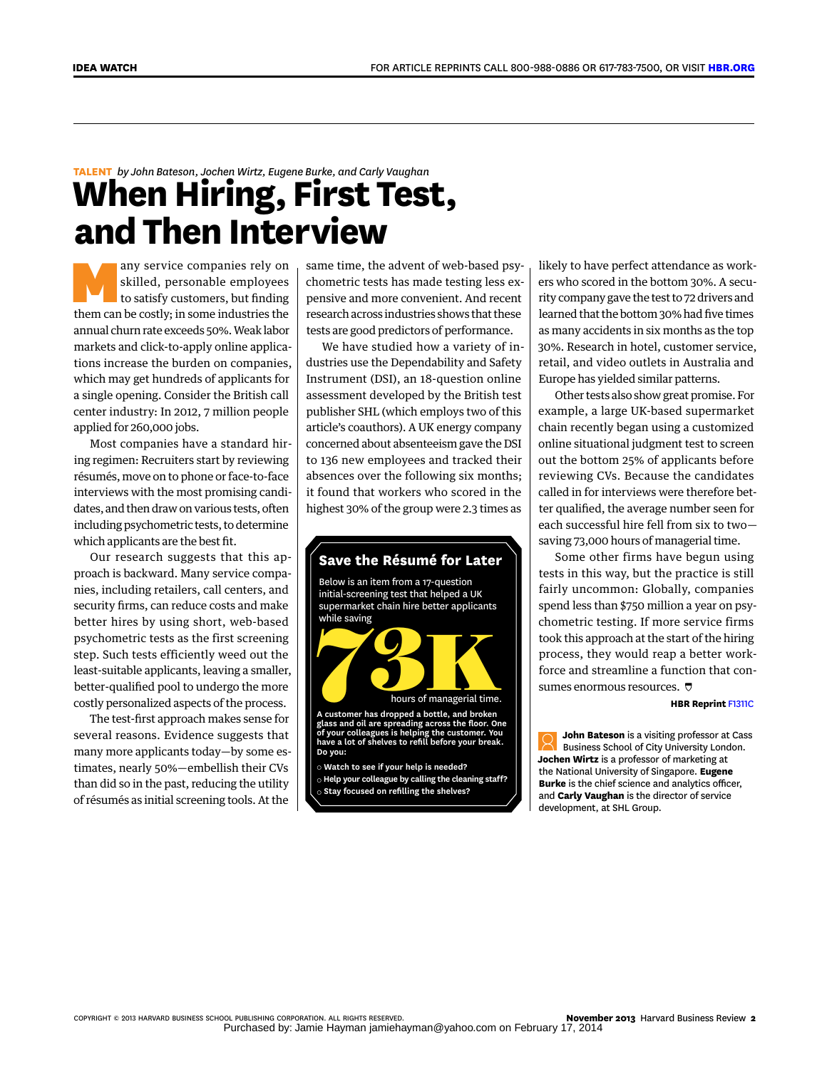TALENT *by John Bateson, Jochen Wirtz, Eugene Burke, and Carly Vaughan*

# When Hiring, First Test, and Then Interview

Many service companies rely on skilled, personable employees to satisfy customers, but finding them can be costly; in some industries the annual churn rate exceeds 50%. Weak labor markets and click-to-apply online applications increase the burden on companies, which may get hundreds of applicants for a single opening. Consider the British call center industry: In 2012, 7 million people applied for 260,000 jobs.

Most companies have a standard hiring regimen: Recruiters start by reviewing résumés, move on to phone or face-to-face interviews with the most promising candidates, and then draw on various tests, often including psychometric tests, to determine which applicants are the best fit.

Our research suggests that this approach is backward. Many service companies, including retailers, call centers, and security firms, can reduce costs and make better hires by using short, web-based psychometric tests as the first screening step. Such tests efficiently weed out the least-suitable applicants, leaving a smaller, better-qualified pool to undergo the more costly personalized aspects of the process.

The test-first approach makes sense for several reasons. Evidence suggests that many more applicants today—by some estimates, nearly 50%—embellish their CVs than did so in the past, reducing the utility of résumés as initial screening tools. At the same time, the advent of web-based psychometric tests has made testing less expensive and more convenient. And recent research across industries shows that these tests are good predictors of performance.

We have studied how a variety of industries use the Dependability and Safety Instrument (DSI), an 18-question online assessment developed by the British test publisher SHL (which employs two of this article's coauthors). A UK energy company concerned about absenteeism gave the DSI to 136 new employees and tracked their absences over the following six months; it found that workers who scored in the highest 30% of the group were 2.3 times as likely to have perfect attendance as workers who scored in the bottom 30%. A security company gave the test to 72 drivers and learned that the bottom 30% had five times as many accidents in six months as the top 30%. Research in hotel, customer service, retail, and video outlets in Australia and Europe has yielded similar patterns.

Other tests also show great promise. For example, a large UK-based supermarket chain recently began using a customized online situational judgment test to screen out the bottom 25% of applicants before reviewing CVs. Because the candidates called in for interviews were therefore better qualified, the average number seen for each successful hire fell from six to two—saving 73,000 hours of managerial time.

Some other firms have begun using tests in this way, but the practice is still fairly uncommon: Globally, companies spend less than $750 million a year on psychometric testing. If more service firms took this approach at the start of the hiring process, they would reap a better workforce and streamline a function that consumes enormous resources.

**HBR Reprint** F1311C

## Save the Résumé for Later

Below is an item from a 17-question initial-screening test that helped a UK supermarket chain hire better applicants while saving

**73K** hours of managerial time.

**A customer has dropped a bottle, and broken glass and oil are spreading across the floor. One of your colleagues is helping the customer. You have a lot of shelves to refill before your break. Do you:**

- **Watch to see if your help is needed?**
- **Help your colleague by calling the cleaning staff?**
- **Stay focused on refilling the shelves?**

**John Bateson** is a visiting professor at Cass Business School of City University London. **Jochen Wirtz** is a professor of marketing at the National University of Singapore. **Eugene Burke** is the chief science and analytics officer, and **Carly Vaughan** is the director of service development, at SHL Group.